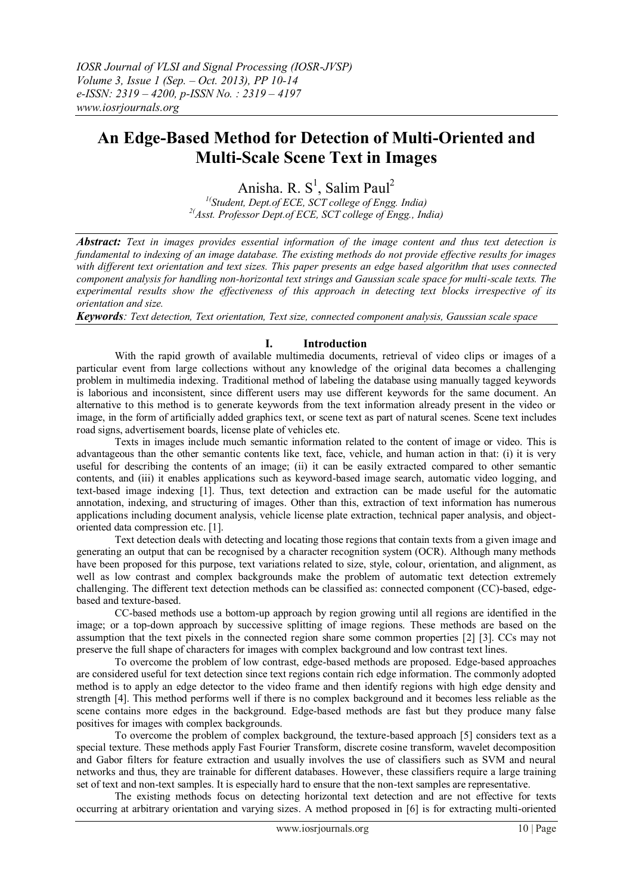# An Edge-Based Method for Detection of Multi-Oriented and Multi-Scale Scene Text in Images

Anisha. R. S[1], Salim Paul[2]

[1](Student, Dept.of ECE, SCT college of Engg. India)
[2](Asst. Professor Dept.of ECE, SCT college of Engg., India)

***Abstract:*** *Text in images provides essential information of the image content and thus text detection is fundamental to indexing of an image database. The existing methods do not provide effective results for images with different text orientation and text sizes. This paper presents an edge based algorithm that uses connected component analysis for handling non-horizontal text strings and Gaussian scale space for multi-scale texts. The experimental results show the effectiveness of this approach in detecting text blocks irrespective of its orientation and size.*

***Keywords****: Text detection, Text orientation, Text size, connected component analysis, Gaussian scale space*

## I. Introduction

With the rapid growth of available multimedia documents, retrieval of video clips or images of a particular event from large collections without any knowledge of the original data becomes a challenging problem in multimedia indexing. Traditional method of labeling the database using manually tagged keywords is laborious and inconsistent, since different users may use different keywords for the same document. An alternative to this method is to generate keywords from the text information already present in the video or image, in the form of artificially added graphics text, or scene text as part of natural scenes. Scene text includes road signs, advertisement boards, license plate of vehicles etc.

Texts in images include much semantic information related to the content of image or video. This is advantageous than the other semantic contents like text, face, vehicle, and human action in that: (i) it is very useful for describing the contents of an image; (ii) it can be easily extracted compared to other semantic contents, and (iii) it enables applications such as keyword-based image search, automatic video logging, and text-based image indexing [1]. Thus, text detection and extraction can be made useful for the automatic annotation, indexing, and structuring of images. Other than this, extraction of text information has numerous applications including document analysis, vehicle license plate extraction, technical paper analysis, and object-oriented data compression etc. [1].

Text detection deals with detecting and locating those regions that contain texts from a given image and generating an output that can be recognised by a character recognition system (OCR). Although many methods have been proposed for this purpose, text variations related to size, style, colour, orientation, and alignment, as well as low contrast and complex backgrounds make the problem of automatic text detection extremely challenging. The different text detection methods can be classified as: connected component (CC)-based, edge-based and texture-based.

CC-based methods use a bottom-up approach by region growing until all regions are identified in the image; or a top-down approach by successive splitting of image regions. These methods are based on the assumption that the text pixels in the connected region share some common properties [2] [3]. CCs may not preserve the full shape of characters for images with complex background and low contrast text lines.

To overcome the problem of low contrast, edge-based methods are proposed. Edge-based approaches are considered useful for text detection since text regions contain rich edge information. The commonly adopted method is to apply an edge detector to the video frame and then identify regions with high edge density and strength [4]. This method performs well if there is no complex background and it becomes less reliable as the scene contains more edges in the background. Edge-based methods are fast but they produce many false positives for images with complex backgrounds.

To overcome the problem of complex background, the texture-based approach [5] considers text as a special texture. These methods apply Fast Fourier Transform, discrete cosine transform, wavelet decomposition and Gabor filters for feature extraction and usually involves the use of classifiers such as SVM and neural networks and thus, they are trainable for different databases. However, these classifiers require a large training set of text and non-text samples. It is especially hard to ensure that the non-text samples are representative.

The existing methods focus on detecting horizontal text detection and are not effective for texts occurring at arbitrary orientation and varying sizes. A method proposed in [6] is for extracting multi-oriented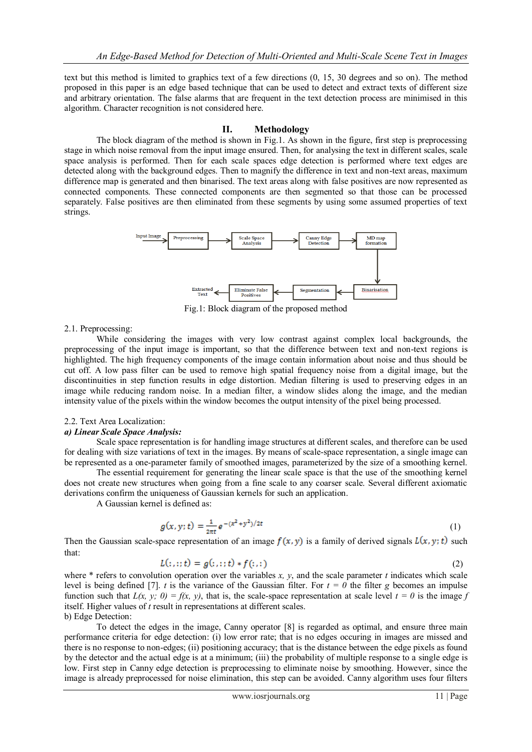text but this method is limited to graphics text of a few directions (0, 15, 30 degrees and so on). The method proposed in this paper is an edge based technique that can be used to detect and extract texts of different size and arbitrary orientation. The false alarms that are frequent in the text detection process are minimised in this algorithm. Character recognition is not considered here.

## II. Methodology

The block diagram of the method is shown in Fig.1. As shown in the figure, first step is preprocessing stage in which noise removal from the input image ensured. Then, for analysing the text in different scales, scale space analysis is performed. Then for each scale spaces edge detection is performed where text edges are detected along with the background edges. Then to magnify the difference in text and non-text areas, maximum difference map is generated and then binarised. The text areas along with false positives are now represented as connected components. These connected components are then segmented so that those can be processed separately. False positives are then eliminated from these segments by using some assumed properties of text strings.

Input Image → Preprocessing → Scale Space Analysis → Canny Edge Detection → MD map formation → Binarisation → Segmentation → Eliminate False Positives → Extracted Text

Fig.1: Block diagram of the proposed method

2.1. Preprocessing:

While considering the images with very low contrast against complex local backgrounds, the preprocessing of the input image is important, so that the difference between text and non-text regions is highlighted. The high frequency components of the image contain information about noise and thus should be cut off. A low pass filter can be used to remove high spatial frequency noise from a digital image, but the discontinuities in step function results in edge distortion. Median filtering is used to preserving edges in an image while reducing random noise. In a median filter, a window slides along the image, and the median intensity value of the pixels within the window becomes the output intensity of the pixel being processed.

2.2. Text Area Localization:

***a) Linear Scale Space Analysis:***

Scale space representation is for handling image structures at different scales, and therefore can be used for dealing with size variations of text in the images. By means of scale-space representation, a single image can be represented as a one-parameter family of smoothed images, parameterized by the size of a smoothing kernel.

The essential requirement for generating the linear scale space is that the use of the smoothing kernel does not create new structures when going from a fine scale to any coarser scale. Several different axiomatic derivations confirm the uniqueness of Gaussian kernels for such an application.

A Gaussian kernel is defined as:

$$g(x, y; t) = \frac{1}{2\pi t} e^{-(x^2+y^2)/2t} \tag{1}$$

Then the Gaussian scale-space representation of an image $f(x, y)$ is a family of derived signals $L(x, y; t)$ such that:

$$L(:,:;t) = g(:,:;t) * f(:,:) \tag{2}$$

where * refers to convolution operation over the variables *x, y*, and the scale parameter *t* indicates which scale level is being defined [7]. *t* is the variance of the Gaussian filter. For $t = 0$ the filter *g* becomes an impulse function such that $L(x, y; 0) = f(x, y)$, that is, the scale-space representation at scale level $t = 0$ is the image *f* itself. Higher values of *t* result in representations at different scales.

b) Edge Detection:

To detect the edges in the image, Canny operator [8] is regarded as optimal, and ensure three main performance criteria for edge detection: (i) low error rate; that is no edges occuring in images are missed and there is no response to non-edges; (ii) positioning accuracy; that is the distance between the edge pixels as found by the detector and the actual edge is at a minimum; (iii) the probability of multiple response to a single edge is low. First step in Canny edge detection is preprocessing to eliminate noise by smoothing. However, since the image is already preprocessed for noise elimination, this step can be avoided. Canny algorithm uses four filters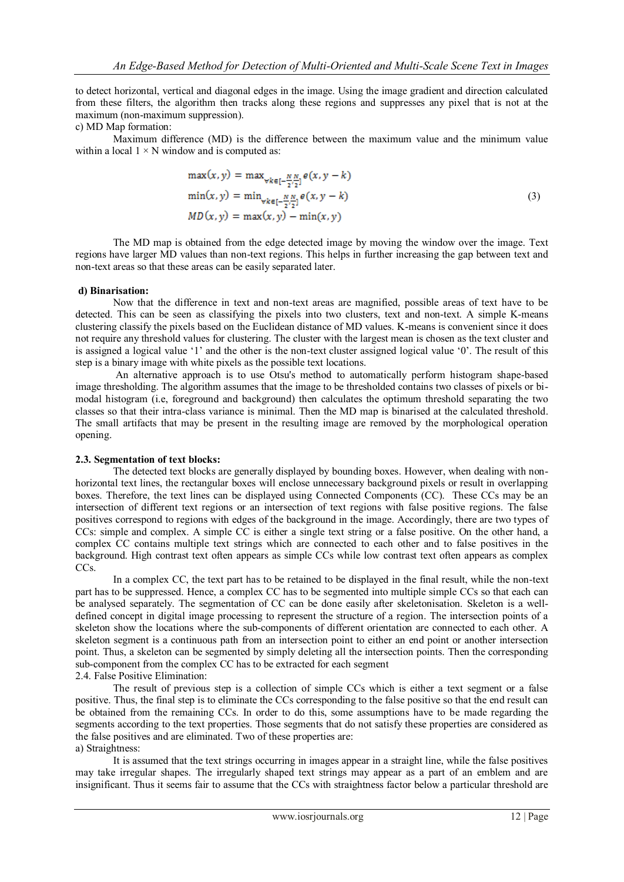to detect horizontal, vertical and diagonal edges in the image. Using the image gradient and direction calculated from these filters, the algorithm then tracks along these regions and suppresses any pixel that is not at the maximum (non-maximum suppression).

c) MD Map formation:

Maximum difference (MD) is the difference between the maximum value and the minimum value within a local $1 \times N$ window and is computed as:

$$
\begin{aligned}
\max(x, y) &= \max_{\forall k \in [-\frac{N}{2}, \frac{N}{2}]} e(x, y - k) \\
\min(x, y) &= \min_{\forall k \in [-\frac{N}{2}, \frac{N}{2}]} e(x, y - k) \\
MD(x, y) &= \max(x, y) - \min(x, y)
\end{aligned}
\tag{3}
$$

The MD map is obtained from the edge detected image by moving the window over the image. Text regions have larger MD values than non-text regions. This helps in further increasing the gap between text and non-text areas so that these areas can be easily separated later.

**d) Binarisation:**

Now that the difference in text and non-text areas are magnified, possible areas of text have to be detected. This can be seen as classifying the pixels into two clusters, text and non-text. A simple K-means clustering classify the pixels based on the Euclidean distance of MD values. K-means is convenient since it does not require any threshold values for clustering. The cluster with the largest mean is chosen as the text cluster and is assigned a logical value '1' and the other is the non-text cluster assigned logical value '0'. The result of this step is a binary image with white pixels as the possible text locations.

An alternative approach is to use Otsu's method to automatically perform histogram shape-based image thresholding. The algorithm assumes that the image to be thresholded contains two classes of pixels or bi-modal histogram (i.e, foreground and background) then calculates the optimum threshold separating the two classes so that their intra-class variance is minimal. Then the MD map is binarised at the calculated threshold. The small artifacts that may be present in the resulting image are removed by the morphological operation opening.

### 2.3. Segmentation of text blocks:

The detected text blocks are generally displayed by bounding boxes. However, when dealing with non-horizontal text lines, the rectangular boxes will enclose unnecessary background pixels or result in overlapping boxes. Therefore, the text lines can be displayed using Connected Components (CC). These CCs may be an intersection of different text regions or an intersection of text regions with false positive regions. The false positives correspond to regions with edges of the background in the image. Accordingly, there are two types of CCs: simple and complex. A simple CC is either a single text string or a false positive. On the other hand, a complex CC contains multiple text strings which are connected to each other and to false positives in the background. High contrast text often appears as simple CCs while low contrast text often appears as complex CCs.

In a complex CC, the text part has to be retained to be displayed in the final result, while the non-text part has to be suppressed. Hence, a complex CC has to be segmented into multiple simple CCs so that each can be analysed separately. The segmentation of CC can be done easily after skeletonisation. Skeleton is a well-defined concept in digital image processing to represent the structure of a region. The intersection points of a skeleton show the locations where the sub-components of different orientation are connected to each other. A skeleton segment is a continuous path from an intersection point to either an end point or another intersection point. Thus, a skeleton can be segmented by simply deleting all the intersection points. Then the corresponding sub-component from the complex CC has to be extracted for each segment

### 2.4. False Positive Elimination:

The result of previous step is a collection of simple CCs which is either a text segment or a false positive. Thus, the final step is to eliminate the CCs corresponding to the false positive so that the end result can be obtained from the remaining CCs. In order to do this, some assumptions have to be made regarding the segments according to the text properties. Those segments that do not satisfy these properties are considered as the false positives and are eliminated. Two of these properties are:

a) Straightness:

It is assumed that the text strings occurring in images appear in a straight line, while the false positives may take irregular shapes. The irregularly shaped text strings may appear as a part of an emblem and are insignificant. Thus it seems fair to assume that the CCs with straightness factor below a particular threshold are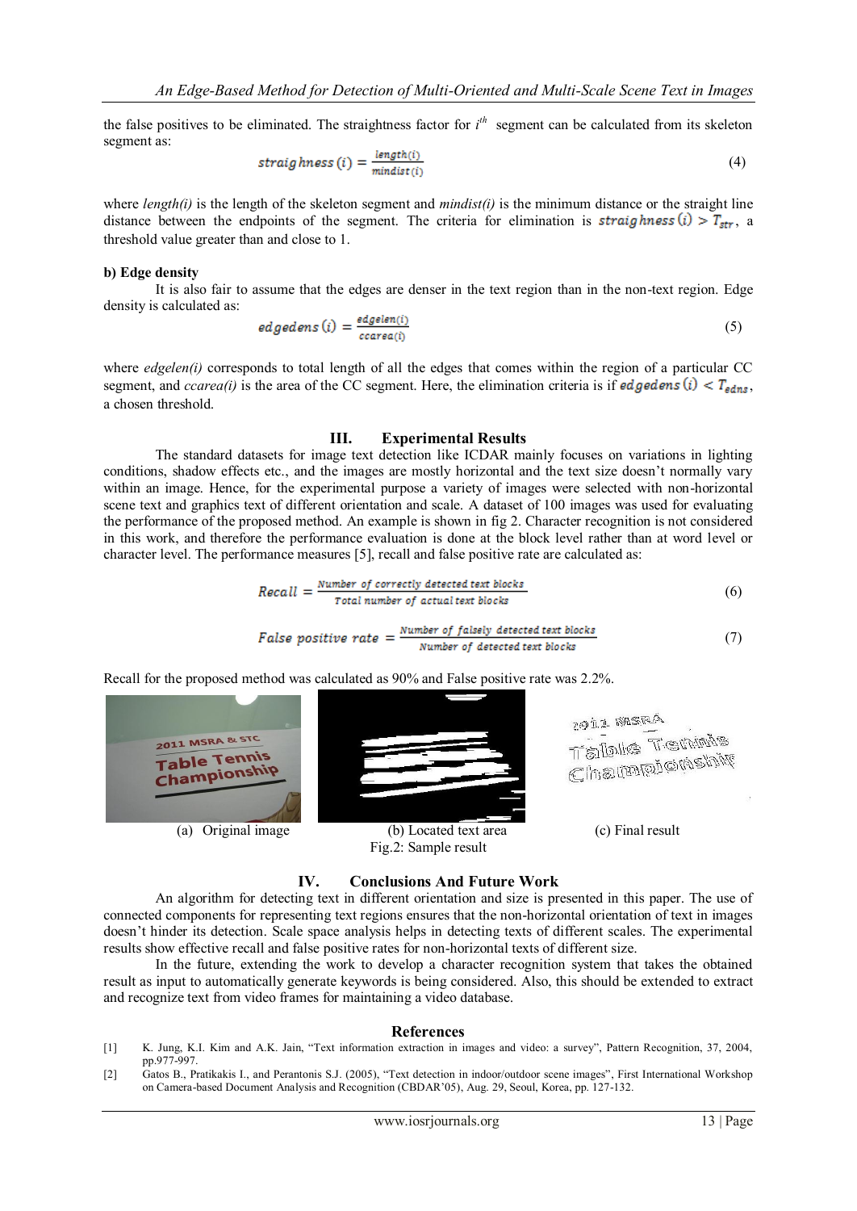the false positives to be eliminated. The straightness factor for $i^{th}$ segment can be calculated from its skeleton segment as:

$$straighness\,(i) = \frac{length(i)}{mindist(i)} \tag{4}$$

where *length(i)* is the length of the skeleton segment and *mindist(i)* is the minimum distance or the straight line distance between the endpoints of the segment. The criteria for elimination is $straighness\,(i) > T_{str}$, a threshold value greater than and close to 1.

**b) Edge density**

It is also fair to assume that the edges are denser in the text region than in the non-text region. Edge density is calculated as:

$$edgedens\,(i) = \frac{edgelen(i)}{ccarea(i)} \tag{5}$$

where *edgelen(i)* corresponds to total length of all the edges that comes within the region of a particular CC segment, and *ccarea(i)* is the area of the CC segment. Here, the elimination criteria is if $edgedens\,(i) < T_{edns}$, a chosen threshold.

## III. Experimental Results

The standard datasets for image text detection like ICDAR mainly focuses on variations in lighting conditions, shadow effects etc., and the images are mostly horizontal and the text size doesn't normally vary within an image. Hence, for the experimental purpose a variety of images were selected with non-horizontal scene text and graphics text of different orientation and scale. A dataset of 100 images was used for evaluating the performance of the proposed method. An example is shown in fig 2. Character recognition is not considered in this work, and therefore the performance evaluation is done at the block level rather than at word level or character level. The performance measures [5], recall and false positive rate are calculated as:

$$Recall = \frac{Number\ of\ correctly\ detected\ text\ blocks}{Total\ number\ of\ actual\ text\ blocks} \tag{6}$$

$$False\ positive\ rate = \frac{Number\ of\ falsely\ detected\ text\ blocks}{Number\ of\ detected\ text\ blocks} \tag{7}$$

Recall for the proposed method was calculated as 90% and False positive rate was 2.2%.

(a) Original image (b) Located text area (c) Final result

Fig.2: Sample result

## IV. Conclusions And Future Work

An algorithm for detecting text in different orientation and size is presented in this paper. The use of connected components for representing text regions ensures that the non-horizontal orientation of text in images doesn't hinder its detection. Scale space analysis helps in detecting texts of different scales. The experimental results show effective recall and false positive rates for non-horizontal texts of different size.

In the future, extending the work to develop a character recognition system that takes the obtained result as input to automatically generate keywords is being considered. Also, this should be extended to extract and recognize text from video frames for maintaining a video database.

## References

[1] K. Jung, K.I. Kim and A.K. Jain, "Text information extraction in images and video: a survey", Pattern Recognition, 37, 2004, pp.977-997.

[2] Gatos B., Pratikakis I., and Perantonis S.J. (2005), "Text detection in indoor/outdoor scene images", First International Workshop on Camera-based Document Analysis and Recognition (CBDAR'05), Aug. 29, Seoul, Korea, pp. 127-132.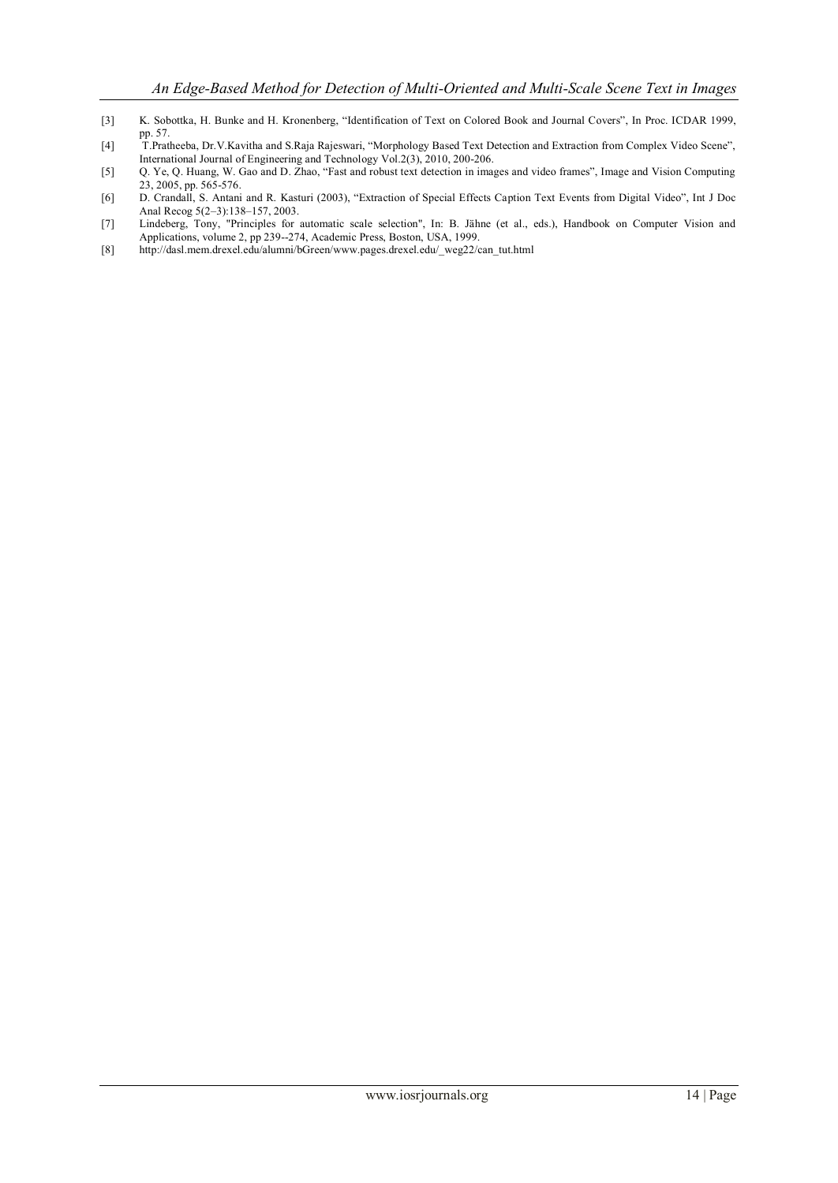[3] K. Sobottka, H. Bunke and H. Kronenberg, "Identification of Text on Colored Book and Journal Covers", In Proc. ICDAR 1999, pp. 57.

[4] T.Pratheeba, Dr.V.Kavitha and S.Raja Rajeswari, "Morphology Based Text Detection and Extraction from Complex Video Scene", International Journal of Engineering and Technology Vol.2(3), 2010, 200-206.

[5] Q. Ye, Q. Huang, W. Gao and D. Zhao, "Fast and robust text detection in images and video frames", Image and Vision Computing 23, 2005, pp. 565-576.

[6] D. Crandall, S. Antani and R. Kasturi (2003), "Extraction of Special Effects Caption Text Events from Digital Video", Int J Doc Anal Recog 5(2–3):138–157, 2003.

[7] Lindeberg, Tony, "Principles for automatic scale selection", In: B. Jähne (et al., eds.), Handbook on Computer Vision and Applications, volume 2, pp 239--274, Academic Press, Boston, USA, 1999.

[8] http://dasl.mem.drexel.edu/alumni/bGreen/www.pages.drexel.edu/_weg22/can_tut.html